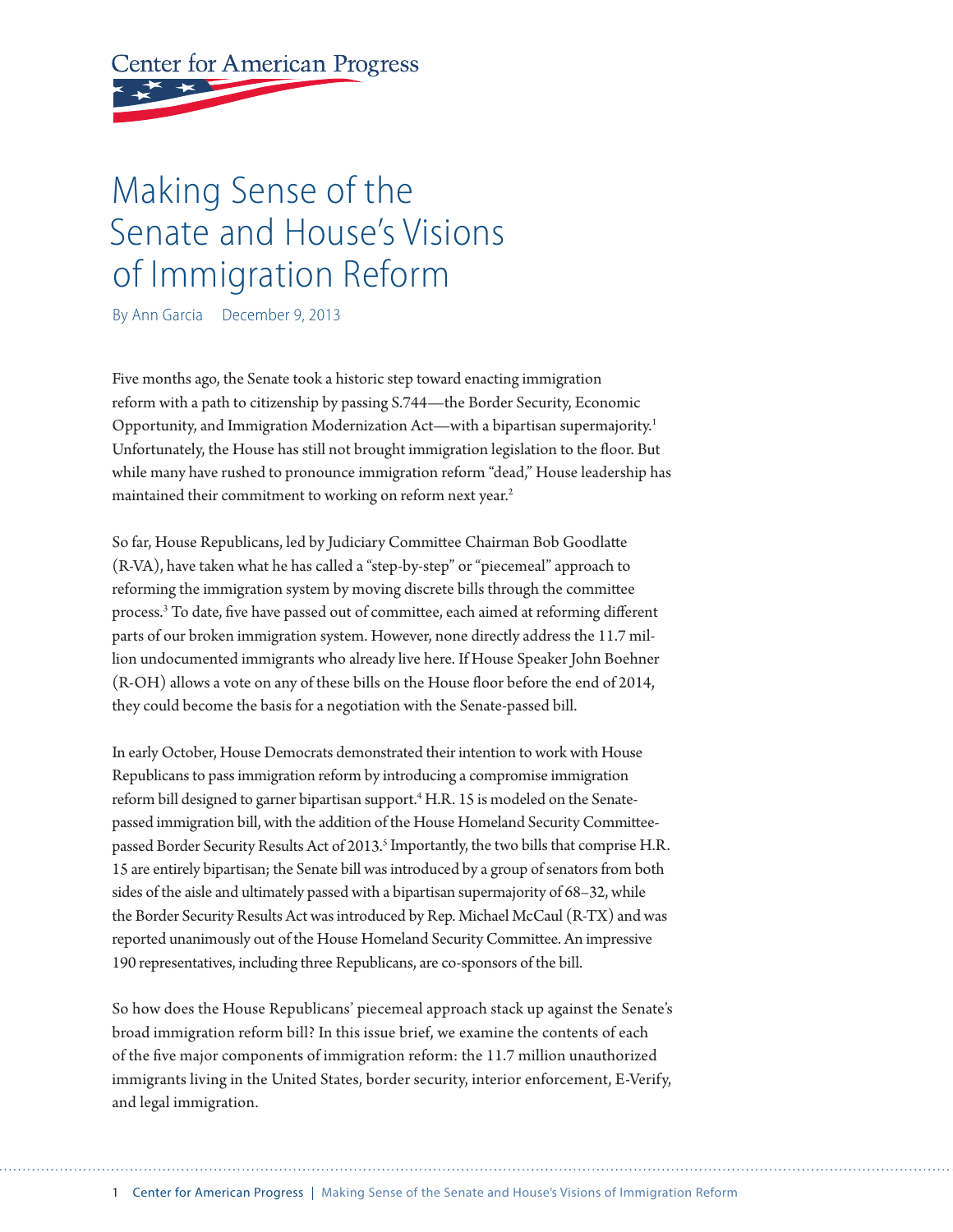Center for American Progress

# Making Sense of the Senate and House's Visions of Immigration Reform

By Ann Garcia December 9, 2013

Five months ago, the Senate took a historic step toward enacting immigration reform with a path to citizenship by passing S.744—the Border Security, Economic Opportunity, and Immigration Modernization Act—with a bipartisan supermajority.[1] Unfortunately, the House has still not brought immigration legislation to the floor. But while many have rushed to pronounce immigration reform "dead," House leadership has maintained their commitment to working on reform next year.[2]

So far, House Republicans, led by Judiciary Committee Chairman Bob Goodlatte (R-VA), have taken what he has called a "step-by-step" or "piecemeal" approach to reforming the immigration system by moving discrete bills through the committee process.[3] To date, five have passed out of committee, each aimed at reforming different parts of our broken immigration system. However, none directly address the 11.7 million undocumented immigrants who already live here. If House Speaker John Boehner (R-OH) allows a vote on any of these bills on the House floor before the end of 2014, they could become the basis for a negotiation with the Senate-passed bill.

In early October, House Democrats demonstrated their intention to work with House Republicans to pass immigration reform by introducing a compromise immigration reform bill designed to garner bipartisan support.[4] H.R. 15 is modeled on the Senate-passed immigration bill, with the addition of the House Homeland Security Committee-passed Border Security Results Act of 2013.[5] Importantly, the two bills that comprise H.R. 15 are entirely bipartisan; the Senate bill was introduced by a group of senators from both sides of the aisle and ultimately passed with a bipartisan supermajority of 68–32, while the Border Security Results Act was introduced by Rep. Michael McCaul (R-TX) and was reported unanimously out of the House Homeland Security Committee. An impressive 190 representatives, including three Republicans, are co-sponsors of the bill.

So how does the House Republicans' piecemeal approach stack up against the Senate's broad immigration reform bill? In this issue brief, we examine the contents of each of the five major components of immigration reform: the 11.7 million unauthorized immigrants living in the United States, border security, interior enforcement, E-Verify, and legal immigration.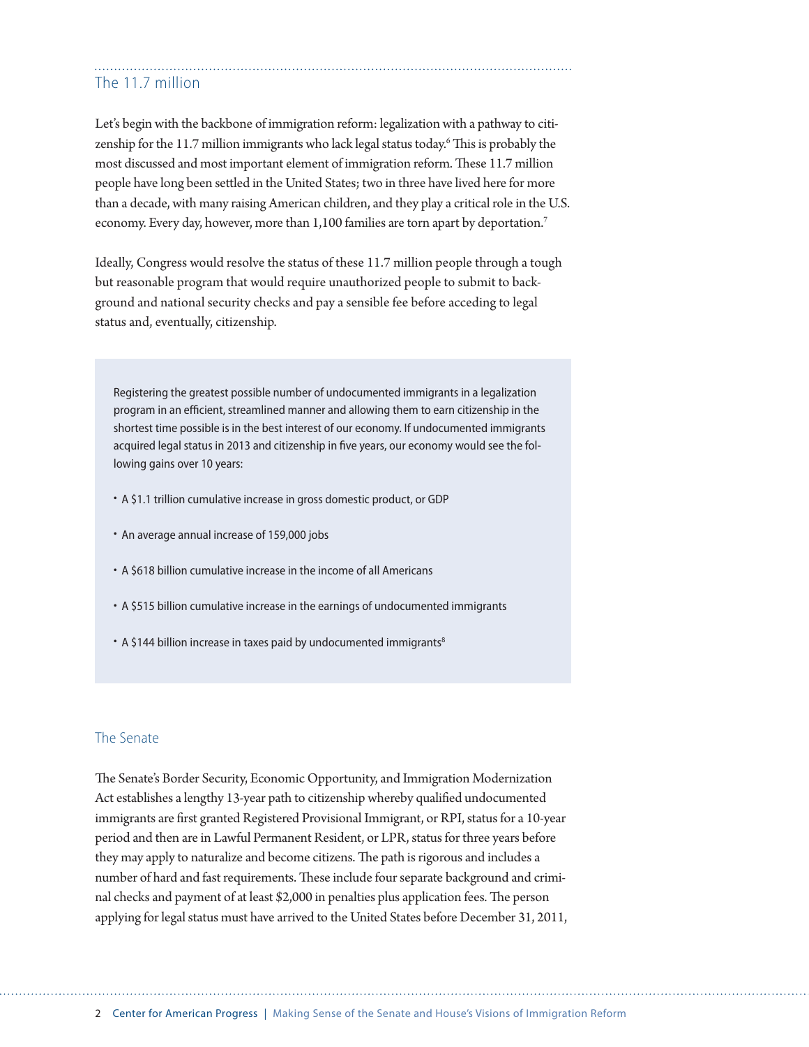## The 11.7 million

Let's begin with the backbone of immigration reform: legalization with a pathway to citizenship for the 11.7 million immigrants who lack legal status today.[6] This is probably the most discussed and most important element of immigration reform. These 11.7 million people have long been settled in the United States; two in three have lived here for more than a decade, with many raising American children, and they play a critical role in the U.S. economy. Every day, however, more than 1,100 families are torn apart by deportation.[7]

Ideally, Congress would resolve the status of these 11.7 million people through a tough but reasonable program that would require unauthorized people to submit to background and national security checks and pay a sensible fee before acceding to legal status and, eventually, citizenship.

> Registering the greatest possible number of undocumented immigrants in a legalization program in an efficient, streamlined manner and allowing them to earn citizenship in the shortest time possible is in the best interest of our economy. If undocumented immigrants acquired legal status in 2013 and citizenship in five years, our economy would see the following gains over 10 years:
>
> - A $1.1 trillion cumulative increase in gross domestic product, or GDP
> - An average annual increase of 159,000 jobs
> - A $618 billion cumulative increase in the income of all Americans
> - A $515 billion cumulative increase in the earnings of undocumented immigrants
> - A $144 billion increase in taxes paid by undocumented immigrants[8]

## The Senate

The Senate's Border Security, Economic Opportunity, and Immigration Modernization Act establishes a lengthy 13-year path to citizenship whereby qualified undocumented immigrants are first granted Registered Provisional Immigrant, or RPI, status for a 10-year period and then are in Lawful Permanent Resident, or LPR, status for three years before they may apply to naturalize and become citizens. The path is rigorous and includes a number of hard and fast requirements. These include four separate background and criminal checks and payment of at least $2,000 in penalties plus application fees. The person applying for legal status must have arrived to the United States before December 31, 2011,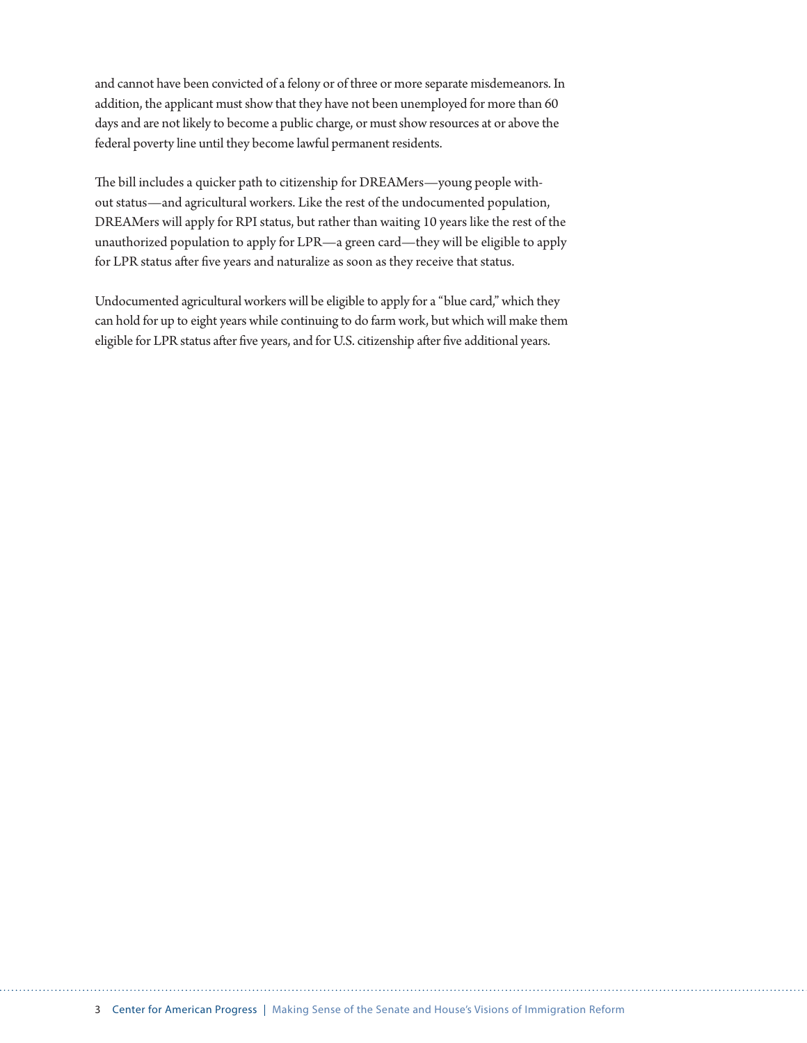and cannot have been convicted of a felony or of three or more separate misdemeanors. In addition, the applicant must show that they have not been unemployed for more than 60 days and are not likely to become a public charge, or must show resources at or above the federal poverty line until they become lawful permanent residents.

The bill includes a quicker path to citizenship for DREAMers—young people without status—and agricultural workers. Like the rest of the undocumented population, DREAMers will apply for RPI status, but rather than waiting 10 years like the rest of the unauthorized population to apply for LPR—a green card—they will be eligible to apply for LPR status after five years and naturalize as soon as they receive that status.

Undocumented agricultural workers will be eligible to apply for a "blue card," which they can hold for up to eight years while continuing to do farm work, but which will make them eligible for LPR status after five years, and for U.S. citizenship after five additional years.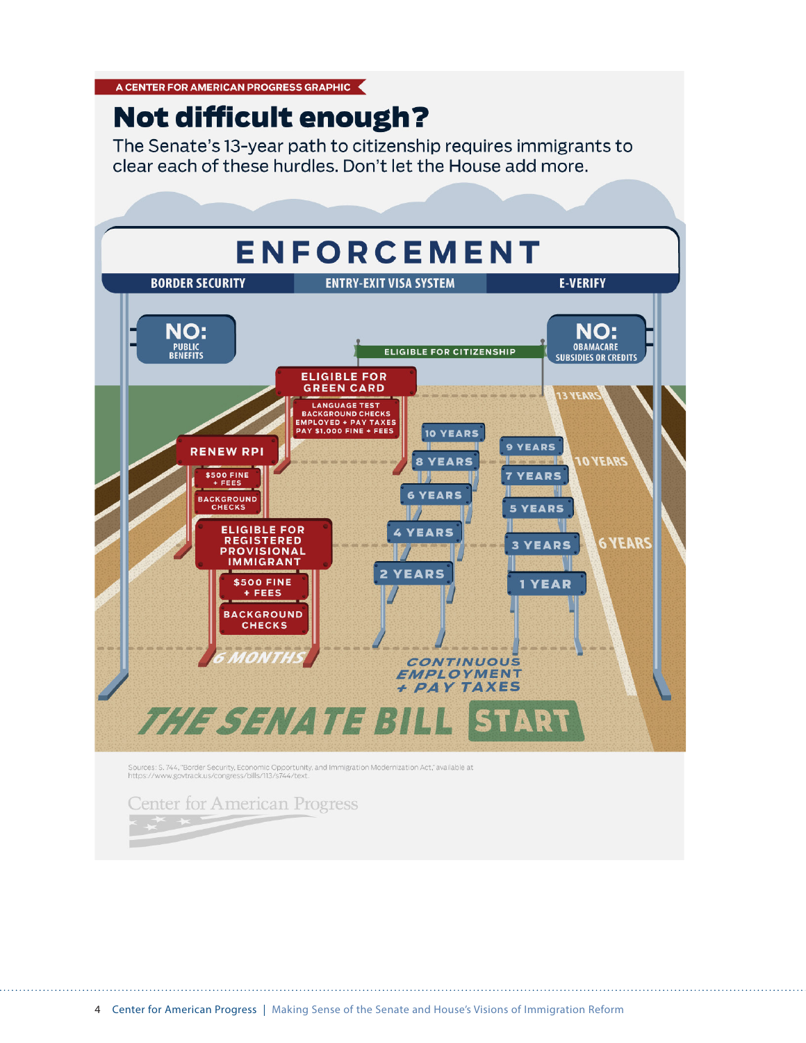A CENTER FOR AMERICAN PROGRESS GRAPHIC

# Not difficult enough?

The Senate's 13-year path to citizenship requires immigrants to clear each of these hurdles. Don't let the House add more.

ENFORCEMENT

BORDER SECURITY | ENTRY-EXIT VISA SYSTEM | E-VERIFY

NO: PUBLIC BENEFITS

NO: OBAMACARE SUBSIDIES OR CREDITS

ELIGIBLE FOR CITIZENSHIP

ELIGIBLE FOR GREEN CARD
- LANGUAGE TEST
- BACKGROUND CHECKS
- EMPLOYED + PAY TAXES
- PAY $1,000 FINE + FEES

13 YEARS

RENEW RPI
- $500 FINE + FEES
- BACKGROUND CHECKS

10 YEARS | 9 YEARS | 8 YEARS | 7 YEARS | 6 YEARS | 5 YEARS | 4 YEARS | 3 YEARS | 2 YEARS | 1 YEAR

10 YEARS

6 YEARS

ELIGIBLE FOR REGISTERED PROVISIONAL IMMIGRANT
- $500 FINE + FEES
- BACKGROUND CHECKS

6 MONTHS

CONTINUOUS EMPLOYMENT + PAY TAXES

THE SENATE BILL START

Sources: S. 744, "Border Security, Economic Opportunity, and Immigration Modernization Act," available at https://www.govtrack.us/congress/bills/113/s744/text.

Center for American Progress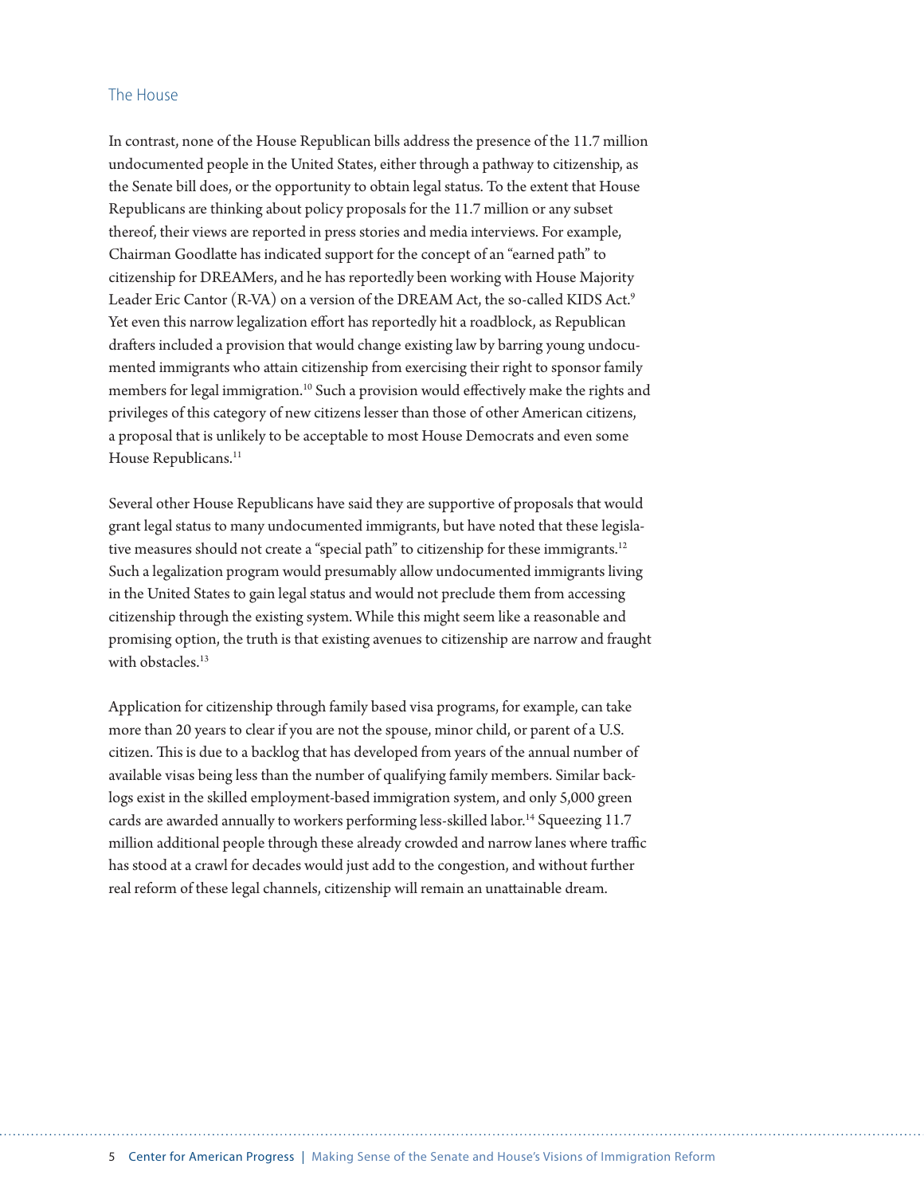## The House

In contrast, none of the House Republican bills address the presence of the 11.7 million undocumented people in the United States, either through a pathway to citizenship, as the Senate bill does, or the opportunity to obtain legal status. To the extent that House Republicans are thinking about policy proposals for the 11.7 million or any subset thereof, their views are reported in press stories and media interviews. For example, Chairman Goodlatte has indicated support for the concept of an "earned path" to citizenship for DREAMers, and he has reportedly been working with House Majority Leader Eric Cantor (R-VA) on a version of the DREAM Act, the so-called KIDS Act.[9] Yet even this narrow legalization effort has reportedly hit a roadblock, as Republican drafters included a provision that would change existing law by barring young undocumented immigrants who attain citizenship from exercising their right to sponsor family members for legal immigration.[10] Such a provision would effectively make the rights and privileges of this category of new citizens lesser than those of other American citizens, a proposal that is unlikely to be acceptable to most House Democrats and even some House Republicans.[11]

Several other House Republicans have said they are supportive of proposals that would grant legal status to many undocumented immigrants, but have noted that these legislative measures should not create a "special path" to citizenship for these immigrants.[12] Such a legalization program would presumably allow undocumented immigrants living in the United States to gain legal status and would not preclude them from accessing citizenship through the existing system. While this might seem like a reasonable and promising option, the truth is that existing avenues to citizenship are narrow and fraught with obstacles.[13]

Application for citizenship through family based visa programs, for example, can take more than 20 years to clear if you are not the spouse, minor child, or parent of a U.S. citizen. This is due to a backlog that has developed from years of the annual number of available visas being less than the number of qualifying family members. Similar backlogs exist in the skilled employment-based immigration system, and only 5,000 green cards are awarded annually to workers performing less-skilled labor.[14] Squeezing 11.7 million additional people through these already crowded and narrow lanes where traffic has stood at a crawl for decades would just add to the congestion, and without further real reform of these legal channels, citizenship will remain an unattainable dream.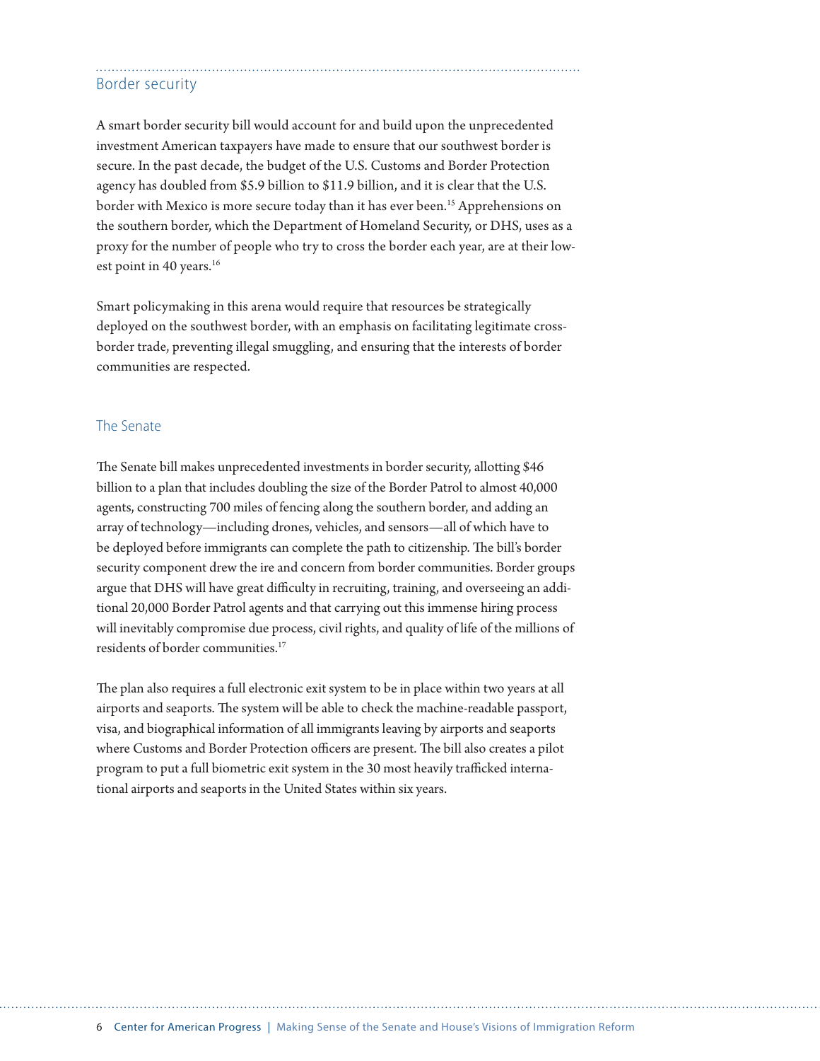## Border security

A smart border security bill would account for and build upon the unprecedented investment American taxpayers have made to ensure that our southwest border is secure. In the past decade, the budget of the U.S. Customs and Border Protection agency has doubled from $5.9 billion to $11.9 billion, and it is clear that the U.S. border with Mexico is more secure today than it has ever been.[15] Apprehensions on the southern border, which the Department of Homeland Security, or DHS, uses as a proxy for the number of people who try to cross the border each year, are at their lowest point in 40 years.[16]

Smart policymaking in this arena would require that resources be strategically deployed on the southwest border, with an emphasis on facilitating legitimate cross-border trade, preventing illegal smuggling, and ensuring that the interests of border communities are respected.

### The Senate

The Senate bill makes unprecedented investments in border security, allotting $46 billion to a plan that includes doubling the size of the Border Patrol to almost 40,000 agents, constructing 700 miles of fencing along the southern border, and adding an array of technology—including drones, vehicles, and sensors—all of which have to be deployed before immigrants can complete the path to citizenship. The bill's border security component drew the ire and concern from border communities. Border groups argue that DHS will have great difficulty in recruiting, training, and overseeing an additional 20,000 Border Patrol agents and that carrying out this immense hiring process will inevitably compromise due process, civil rights, and quality of life of the millions of residents of border communities.[17]

The plan also requires a full electronic exit system to be in place within two years at all airports and seaports. The system will be able to check the machine-readable passport, visa, and biographical information of all immigrants leaving by airports and seaports where Customs and Border Protection officers are present. The bill also creates a pilot program to put a full biometric exit system in the 30 most heavily trafficked international airports and seaports in the United States within six years.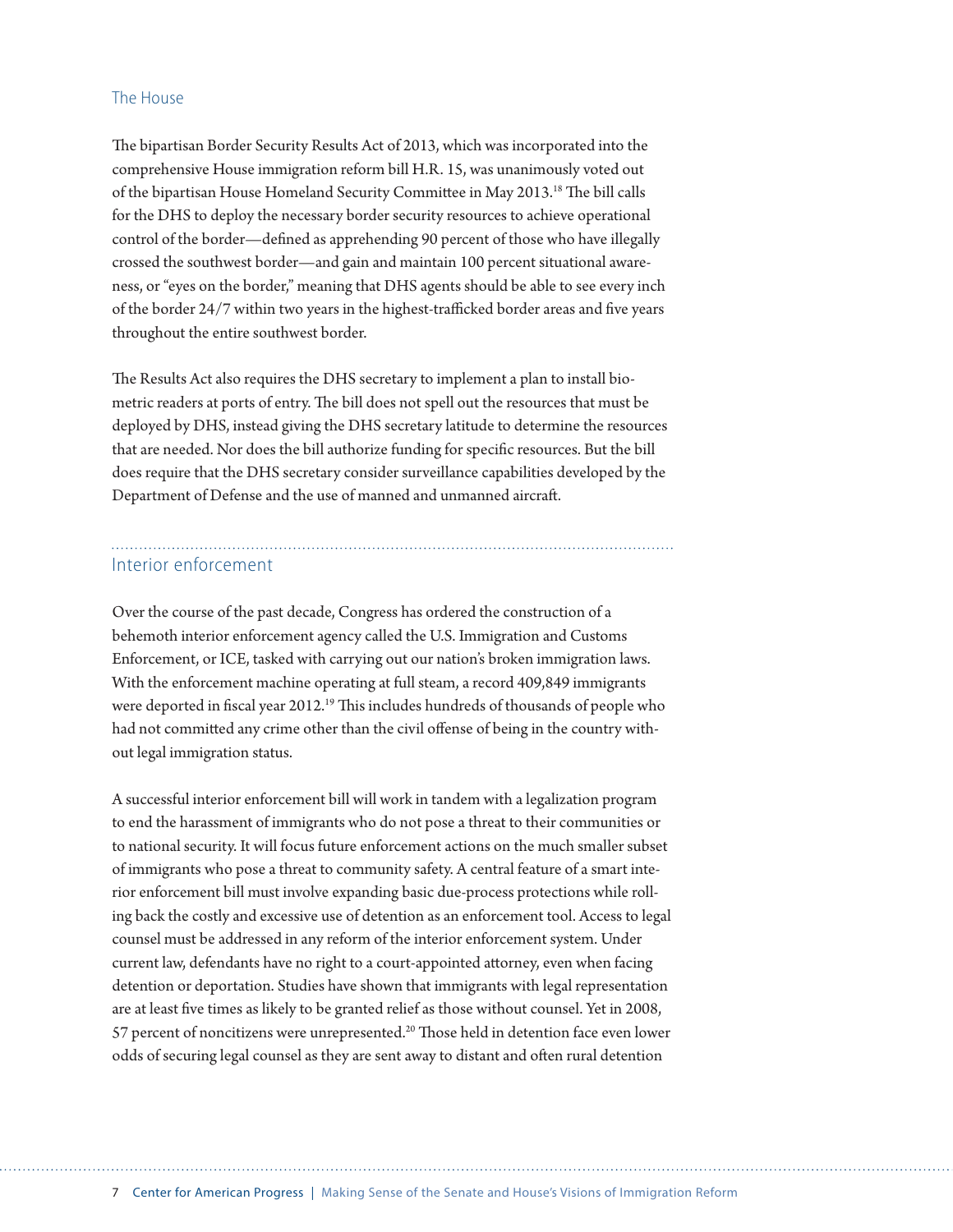### The House

The bipartisan Border Security Results Act of 2013, which was incorporated into the comprehensive House immigration reform bill H.R. 15, was unanimously voted out of the bipartisan House Homeland Security Committee in May 2013.[18] The bill calls for the DHS to deploy the necessary border security resources to achieve operational control of the border—defined as apprehending 90 percent of those who have illegally crossed the southwest border—and gain and maintain 100 percent situational awareness, or "eyes on the border," meaning that DHS agents should be able to see every inch of the border 24/7 within two years in the highest-trafficked border areas and five years throughout the entire southwest border.

The Results Act also requires the DHS secretary to implement a plan to install biometric readers at ports of entry. The bill does not spell out the resources that must be deployed by DHS, instead giving the DHS secretary latitude to determine the resources that are needed. Nor does the bill authorize funding for specific resources. But the bill does require that the DHS secretary consider surveillance capabilities developed by the Department of Defense and the use of manned and unmanned aircraft.

## Interior enforcement

Over the course of the past decade, Congress has ordered the construction of a behemoth interior enforcement agency called the U.S. Immigration and Customs Enforcement, or ICE, tasked with carrying out our nation's broken immigration laws. With the enforcement machine operating at full steam, a record 409,849 immigrants were deported in fiscal year 2012.[19] This includes hundreds of thousands of people who had not committed any crime other than the civil offense of being in the country without legal immigration status.

A successful interior enforcement bill will work in tandem with a legalization program to end the harassment of immigrants who do not pose a threat to their communities or to national security. It will focus future enforcement actions on the much smaller subset of immigrants who pose a threat to community safety. A central feature of a smart interior enforcement bill must involve expanding basic due-process protections while rolling back the costly and excessive use of detention as an enforcement tool. Access to legal counsel must be addressed in any reform of the interior enforcement system. Under current law, defendants have no right to a court-appointed attorney, even when facing detention or deportation. Studies have shown that immigrants with legal representation are at least five times as likely to be granted relief as those without counsel. Yet in 2008, 57 percent of noncitizens were unrepresented.[20] Those held in detention face even lower odds of securing legal counsel as they are sent away to distant and often rural detention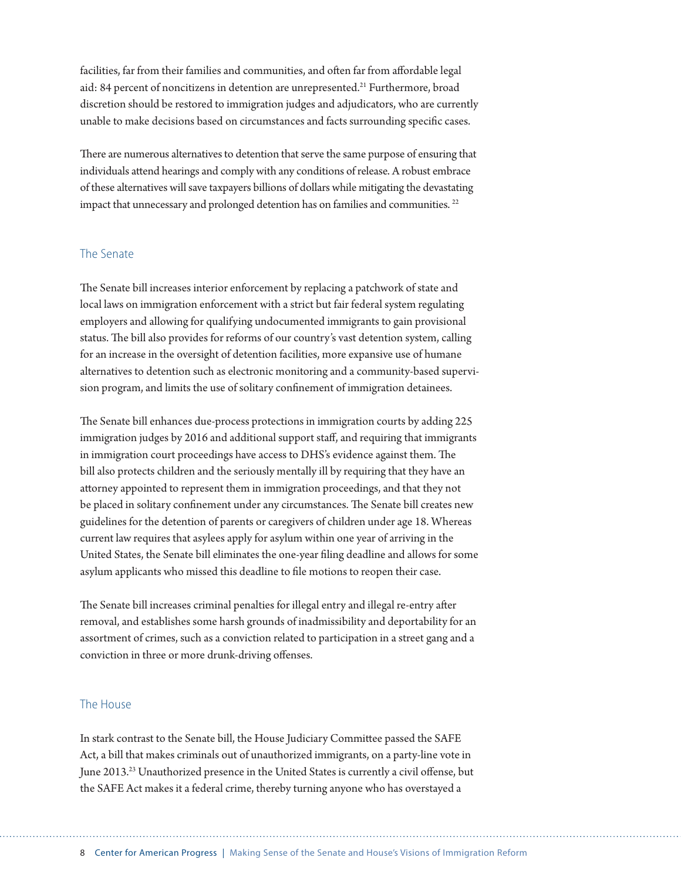facilities, far from their families and communities, and often far from affordable legal aid: 84 percent of noncitizens in detention are unrepresented.[21] Furthermore, broad discretion should be restored to immigration judges and adjudicators, who are currently unable to make decisions based on circumstances and facts surrounding specific cases.

There are numerous alternatives to detention that serve the same purpose of ensuring that individuals attend hearings and comply with any conditions of release. A robust embrace of these alternatives will save taxpayers billions of dollars while mitigating the devastating impact that unnecessary and prolonged detention has on families and communities.[22]

## The Senate

The Senate bill increases interior enforcement by replacing a patchwork of state and local laws on immigration enforcement with a strict but fair federal system regulating employers and allowing for qualifying undocumented immigrants to gain provisional status. The bill also provides for reforms of our country's vast detention system, calling for an increase in the oversight of detention facilities, more expansive use of humane alternatives to detention such as electronic monitoring and a community-based supervision program, and limits the use of solitary confinement of immigration detainees.

The Senate bill enhances due-process protections in immigration courts by adding 225 immigration judges by 2016 and additional support staff, and requiring that immigrants in immigration court proceedings have access to DHS's evidence against them. The bill also protects children and the seriously mentally ill by requiring that they have an attorney appointed to represent them in immigration proceedings, and that they not be placed in solitary confinement under any circumstances. The Senate bill creates new guidelines for the detention of parents or caregivers of children under age 18. Whereas current law requires that asylees apply for asylum within one year of arriving in the United States, the Senate bill eliminates the one-year filing deadline and allows for some asylum applicants who missed this deadline to file motions to reopen their case.

The Senate bill increases criminal penalties for illegal entry and illegal re-entry after removal, and establishes some harsh grounds of inadmissibility and deportability for an assortment of crimes, such as a conviction related to participation in a street gang and a conviction in three or more drunk-driving offenses.

## The House

In stark contrast to the Senate bill, the House Judiciary Committee passed the SAFE Act, a bill that makes criminals out of unauthorized immigrants, on a party-line vote in June 2013.[23] Unauthorized presence in the United States is currently a civil offense, but the SAFE Act makes it a federal crime, thereby turning anyone who has overstayed a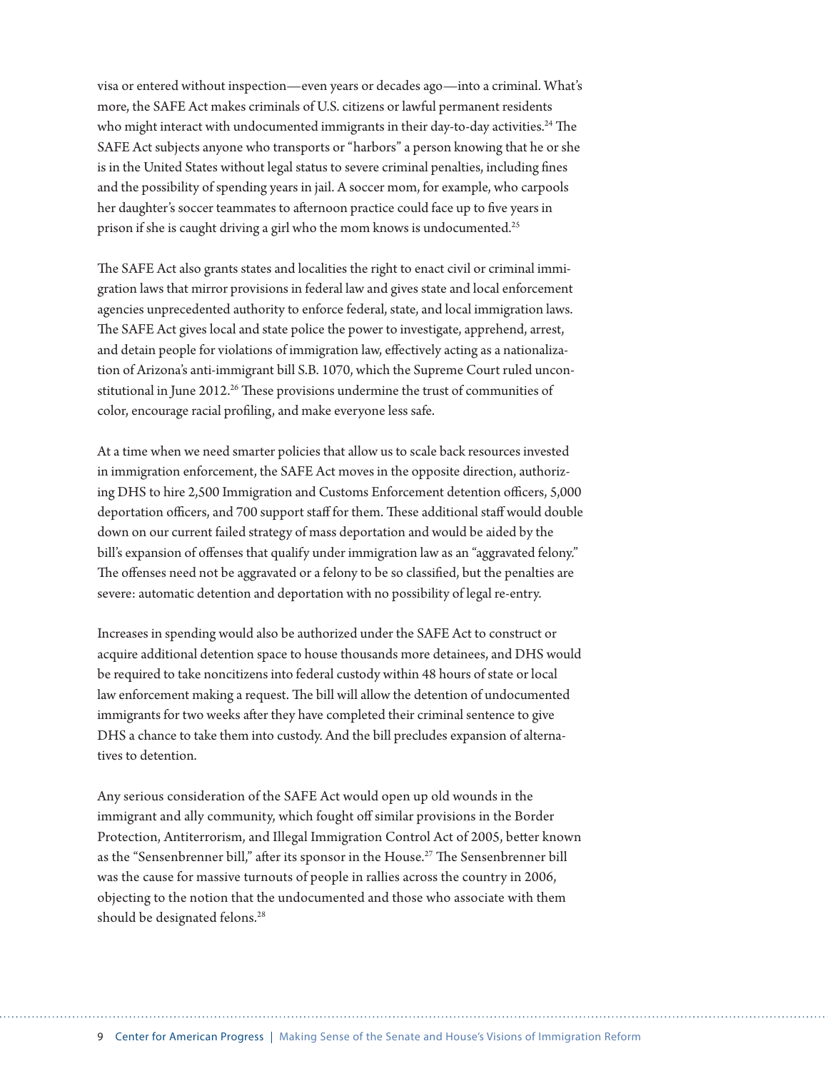visa or entered without inspection—even years or decades ago—into a criminal. What's more, the SAFE Act makes criminals of U.S. citizens or lawful permanent residents who might interact with undocumented immigrants in their day-to-day activities.[24] The SAFE Act subjects anyone who transports or "harbors" a person knowing that he or she is in the United States without legal status to severe criminal penalties, including fines and the possibility of spending years in jail. A soccer mom, for example, who carpools her daughter's soccer teammates to afternoon practice could face up to five years in prison if she is caught driving a girl who the mom knows is undocumented.[25]

The SAFE Act also grants states and localities the right to enact civil or criminal immigration laws that mirror provisions in federal law and gives state and local enforcement agencies unprecedented authority to enforce federal, state, and local immigration laws. The SAFE Act gives local and state police the power to investigate, apprehend, arrest, and detain people for violations of immigration law, effectively acting as a nationalization of Arizona's anti-immigrant bill S.B. 1070, which the Supreme Court ruled unconstitutional in June 2012.[26] These provisions undermine the trust of communities of color, encourage racial profiling, and make everyone less safe.

At a time when we need smarter policies that allow us to scale back resources invested in immigration enforcement, the SAFE Act moves in the opposite direction, authorizing DHS to hire 2,500 Immigration and Customs Enforcement detention officers, 5,000 deportation officers, and 700 support staff for them. These additional staff would double down on our current failed strategy of mass deportation and would be aided by the bill's expansion of offenses that qualify under immigration law as an "aggravated felony." The offenses need not be aggravated or a felony to be so classified, but the penalties are severe: automatic detention and deportation with no possibility of legal re-entry.

Increases in spending would also be authorized under the SAFE Act to construct or acquire additional detention space to house thousands more detainees, and DHS would be required to take noncitizens into federal custody within 48 hours of state or local law enforcement making a request. The bill will allow the detention of undocumented immigrants for two weeks after they have completed their criminal sentence to give DHS a chance to take them into custody. And the bill precludes expansion of alternatives to detention.

Any serious consideration of the SAFE Act would open up old wounds in the immigrant and ally community, which fought off similar provisions in the Border Protection, Antiterrorism, and Illegal Immigration Control Act of 2005, better known as the "Sensenbrenner bill," after its sponsor in the House.[27] The Sensenbrenner bill was the cause for massive turnouts of people in rallies across the country in 2006, objecting to the notion that the undocumented and those who associate with them should be designated felons.[28]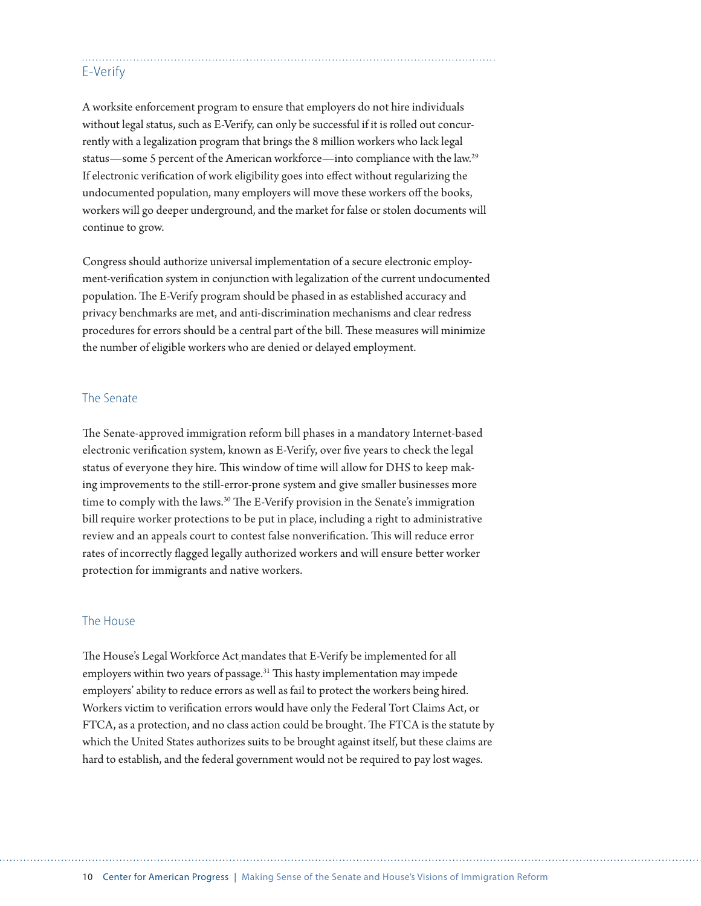## E-Verify

A worksite enforcement program to ensure that employers do not hire individuals without legal status, such as E-Verify, can only be successful if it is rolled out concurrently with a legalization program that brings the 8 million workers who lack legal status—some 5 percent of the American workforce—into compliance with the law.[29] If electronic verification of work eligibility goes into effect without regularizing the undocumented population, many employers will move these workers off the books, workers will go deeper underground, and the market for false or stolen documents will continue to grow.

Congress should authorize universal implementation of a secure electronic employment-verification system in conjunction with legalization of the current undocumented population. The E-Verify program should be phased in as established accuracy and privacy benchmarks are met, and anti-discrimination mechanisms and clear redress procedures for errors should be a central part of the bill. These measures will minimize the number of eligible workers who are denied or delayed employment.

### The Senate

The Senate-approved immigration reform bill phases in a mandatory Internet-based electronic verification system, known as E-Verify, over five years to check the legal status of everyone they hire. This window of time will allow for DHS to keep making improvements to the still-error-prone system and give smaller businesses more time to comply with the laws.[30] The E-Verify provision in the Senate's immigration bill require worker protections to be put in place, including a right to administrative review and an appeals court to contest false nonverification. This will reduce error rates of incorrectly flagged legally authorized workers and will ensure better worker protection for immigrants and native workers.

### The House

The House's Legal Workforce Act mandates that E-Verify be implemented for all employers within two years of passage.[31] This hasty implementation may impede employers' ability to reduce errors as well as fail to protect the workers being hired. Workers victim to verification errors would have only the Federal Tort Claims Act, or FTCA, as a protection, and no class action could be brought. The FTCA is the statute by which the United States authorizes suits to be brought against itself, but these claims are hard to establish, and the federal government would not be required to pay lost wages.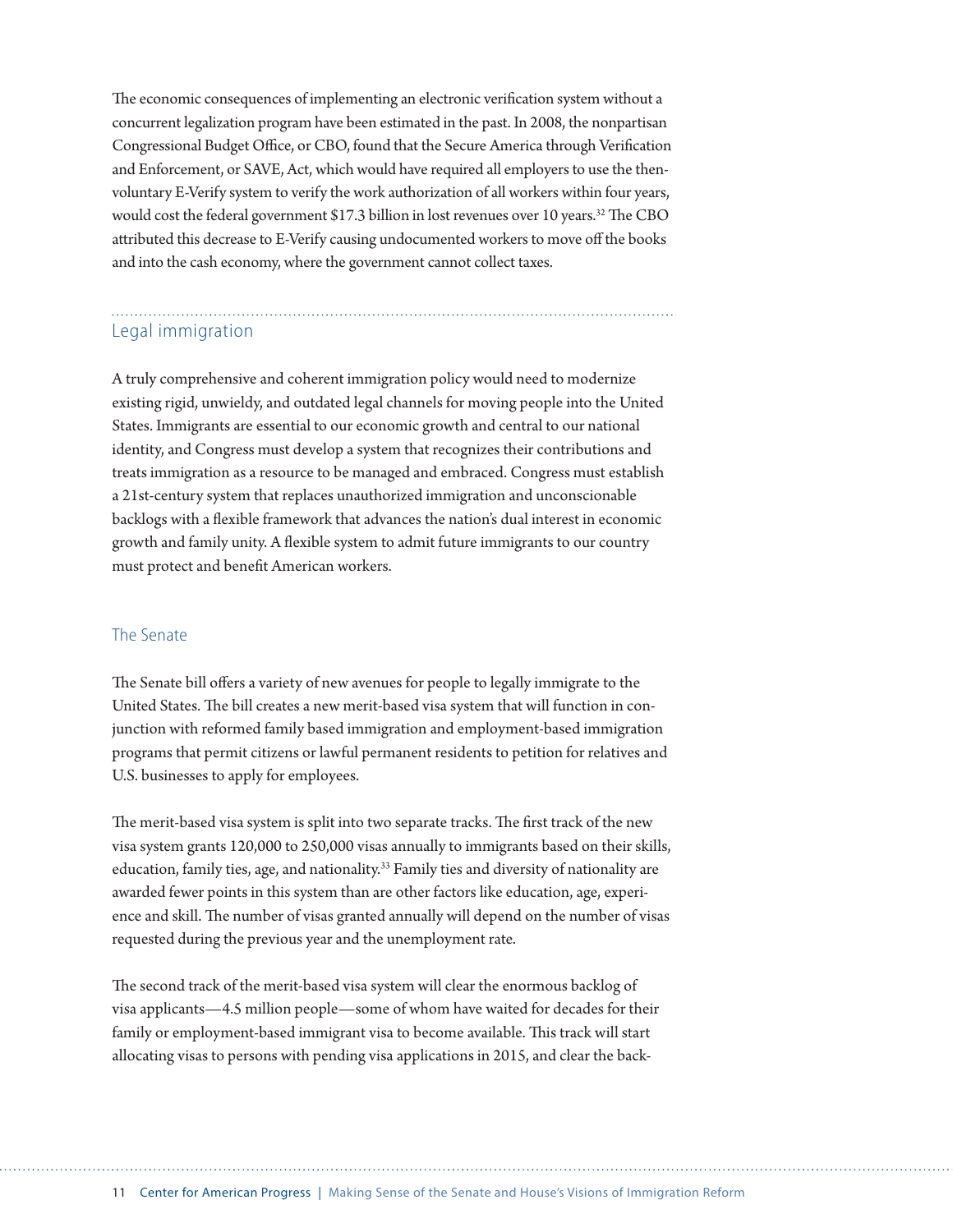The economic consequences of implementing an electronic verification system without a concurrent legalization program have been estimated in the past. In 2008, the nonpartisan Congressional Budget Office, or CBO, found that the Secure America through Verification and Enforcement, or SAVE, Act, which would have required all employers to use the then-voluntary E-Verify system to verify the work authorization of all workers within four years, would cost the federal government $17.3 billion in lost revenues over 10 years.[32] The CBO attributed this decrease to E-Verify causing undocumented workers to move off the books and into the cash economy, where the government cannot collect taxes.

## Legal immigration

A truly comprehensive and coherent immigration policy would need to modernize existing rigid, unwieldy, and outdated legal channels for moving people into the United States. Immigrants are essential to our economic growth and central to our national identity, and Congress must develop a system that recognizes their contributions and treats immigration as a resource to be managed and embraced. Congress must establish a 21st-century system that replaces unauthorized immigration and unconscionable backlogs with a flexible framework that advances the nation's dual interest in economic growth and family unity. A flexible system to admit future immigrants to our country must protect and benefit American workers.

### The Senate

The Senate bill offers a variety of new avenues for people to legally immigrate to the United States. The bill creates a new merit-based visa system that will function in conjunction with reformed family based immigration and employment-based immigration programs that permit citizens or lawful permanent residents to petition for relatives and U.S. businesses to apply for employees.

The merit-based visa system is split into two separate tracks. The first track of the new visa system grants 120,000 to 250,000 visas annually to immigrants based on their skills, education, family ties, age, and nationality.[33] Family ties and diversity of nationality are awarded fewer points in this system than are other factors like education, age, experience and skill. The number of visas granted annually will depend on the number of visas requested during the previous year and the unemployment rate.

The second track of the merit-based visa system will clear the enormous backlog of visa applicants—4.5 million people—some of whom have waited for decades for their family or employment-based immigrant visa to become available. This track will start allocating visas to persons with pending visa applications in 2015, and clear the back-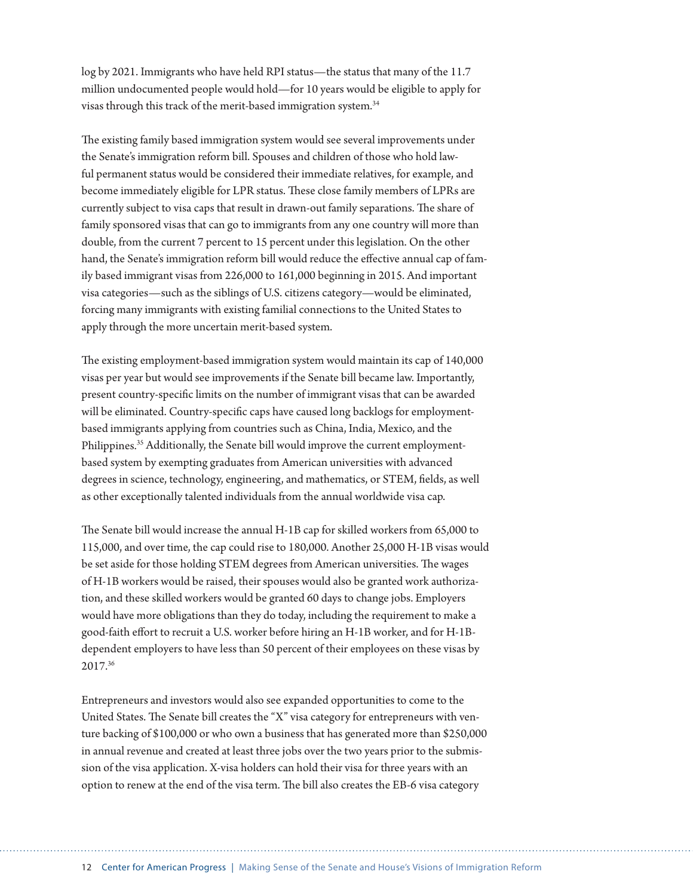log by 2021. Immigrants who have held RPI status—the status that many of the 11.7 million undocumented people would hold—for 10 years would be eligible to apply for visas through this track of the merit-based immigration system.[34]

The existing family based immigration system would see several improvements under the Senate's immigration reform bill. Spouses and children of those who hold lawful permanent status would be considered their immediate relatives, for example, and become immediately eligible for LPR status. These close family members of LPRs are currently subject to visa caps that result in drawn-out family separations. The share of family sponsored visas that can go to immigrants from any one country will more than double, from the current 7 percent to 15 percent under this legislation. On the other hand, the Senate's immigration reform bill would reduce the effective annual cap of family based immigrant visas from 226,000 to 161,000 beginning in 2015. And important visa categories—such as the siblings of U.S. citizens category—would be eliminated, forcing many immigrants with existing familial connections to the United States to apply through the more uncertain merit-based system.

The existing employment-based immigration system would maintain its cap of 140,000 visas per year but would see improvements if the Senate bill became law. Importantly, present country-specific limits on the number of immigrant visas that can be awarded will be eliminated. Country-specific caps have caused long backlogs for employment-based immigrants applying from countries such as China, India, Mexico, and the Philippines.[35] Additionally, the Senate bill would improve the current employment-based system by exempting graduates from American universities with advanced degrees in science, technology, engineering, and mathematics, or STEM, fields, as well as other exceptionally talented individuals from the annual worldwide visa cap.

The Senate bill would increase the annual H-1B cap for skilled workers from 65,000 to 115,000, and over time, the cap could rise to 180,000. Another 25,000 H-1B visas would be set aside for those holding STEM degrees from American universities. The wages of H-1B workers would be raised, their spouses would also be granted work authorization, and these skilled workers would be granted 60 days to change jobs. Employers would have more obligations than they do today, including the requirement to make a good-faith effort to recruit a U.S. worker before hiring an H-1B worker, and for H-1B-dependent employers to have less than 50 percent of their employees on these visas by 2017.[36]

Entrepreneurs and investors would also see expanded opportunities to come to the United States. The Senate bill creates the "X" visa category for entrepreneurs with venture backing of $100,000 or who own a business that has generated more than $250,000 in annual revenue and created at least three jobs over the two years prior to the submission of the visa application. X-visa holders can hold their visa for three years with an option to renew at the end of the visa term. The bill also creates the EB-6 visa category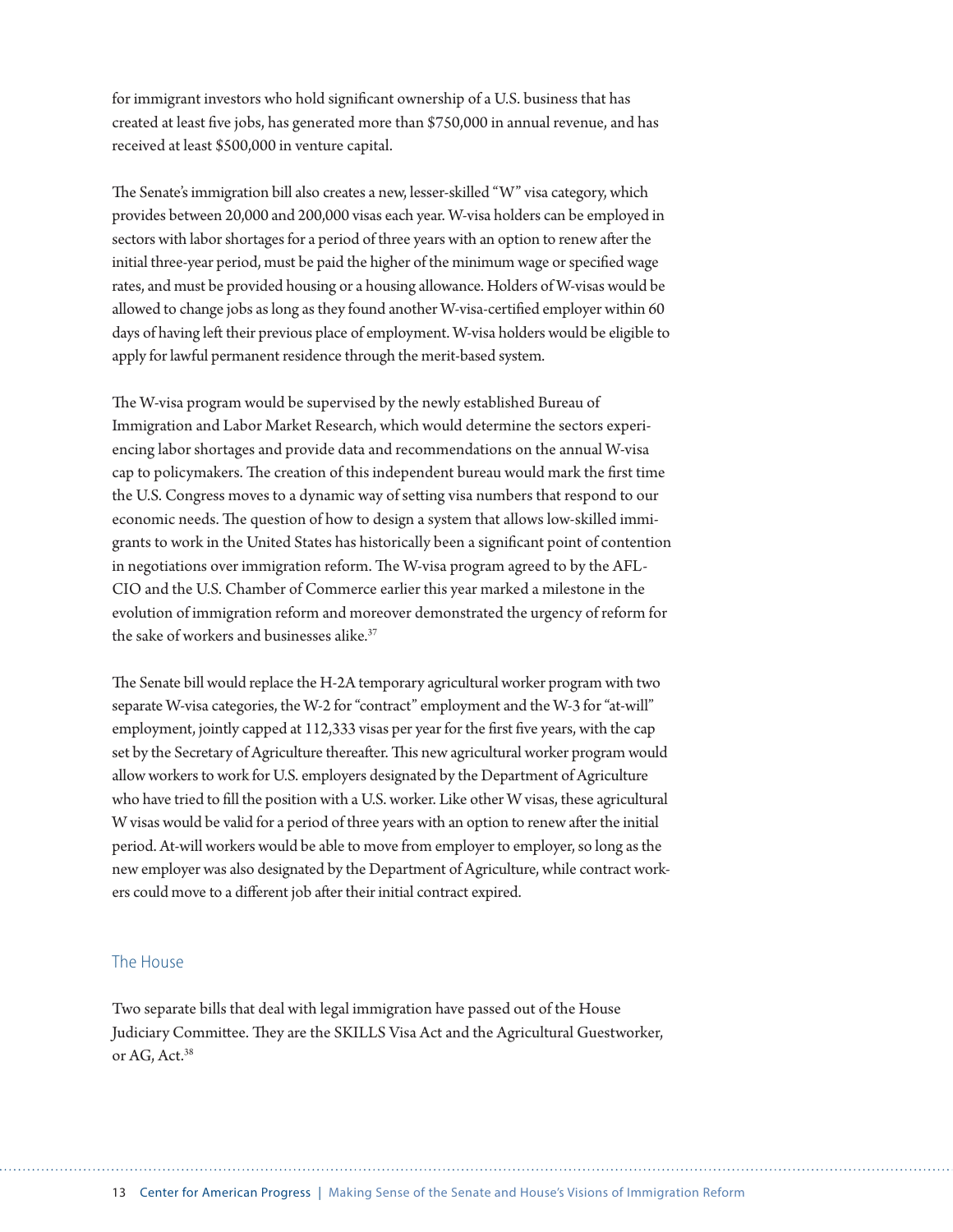for immigrant investors who hold significant ownership of a U.S. business that has created at least five jobs, has generated more than $750,000 in annual revenue, and has received at least $500,000 in venture capital.

The Senate's immigration bill also creates a new, lesser-skilled "W" visa category, which provides between 20,000 and 200,000 visas each year. W-visa holders can be employed in sectors with labor shortages for a period of three years with an option to renew after the initial three-year period, must be paid the higher of the minimum wage or specified wage rates, and must be provided housing or a housing allowance. Holders of W-visas would be allowed to change jobs as long as they found another W-visa-certified employer within 60 days of having left their previous place of employment. W-visa holders would be eligible to apply for lawful permanent residence through the merit-based system.

The W-visa program would be supervised by the newly established Bureau of Immigration and Labor Market Research, which would determine the sectors experiencing labor shortages and provide data and recommendations on the annual W-visa cap to policymakers. The creation of this independent bureau would mark the first time the U.S. Congress moves to a dynamic way of setting visa numbers that respond to our economic needs. The question of how to design a system that allows low-skilled immigrants to work in the United States has historically been a significant point of contention in negotiations over immigration reform. The W-visa program agreed to by the AFL-CIO and the U.S. Chamber of Commerce earlier this year marked a milestone in the evolution of immigration reform and moreover demonstrated the urgency of reform for the sake of workers and businesses alike.[37]

The Senate bill would replace the H-2A temporary agricultural worker program with two separate W-visa categories, the W-2 for "contract" employment and the W-3 for "at-will" employment, jointly capped at 112,333 visas per year for the first five years, with the cap set by the Secretary of Agriculture thereafter. This new agricultural worker program would allow workers to work for U.S. employers designated by the Department of Agriculture who have tried to fill the position with a U.S. worker. Like other W visas, these agricultural W visas would be valid for a period of three years with an option to renew after the initial period. At-will workers would be able to move from employer to employer, so long as the new employer was also designated by the Department of Agriculture, while contract workers could move to a different job after their initial contract expired.

### The House

Two separate bills that deal with legal immigration have passed out of the House Judiciary Committee. They are the SKILLS Visa Act and the Agricultural Guestworker, or AG, Act.[38]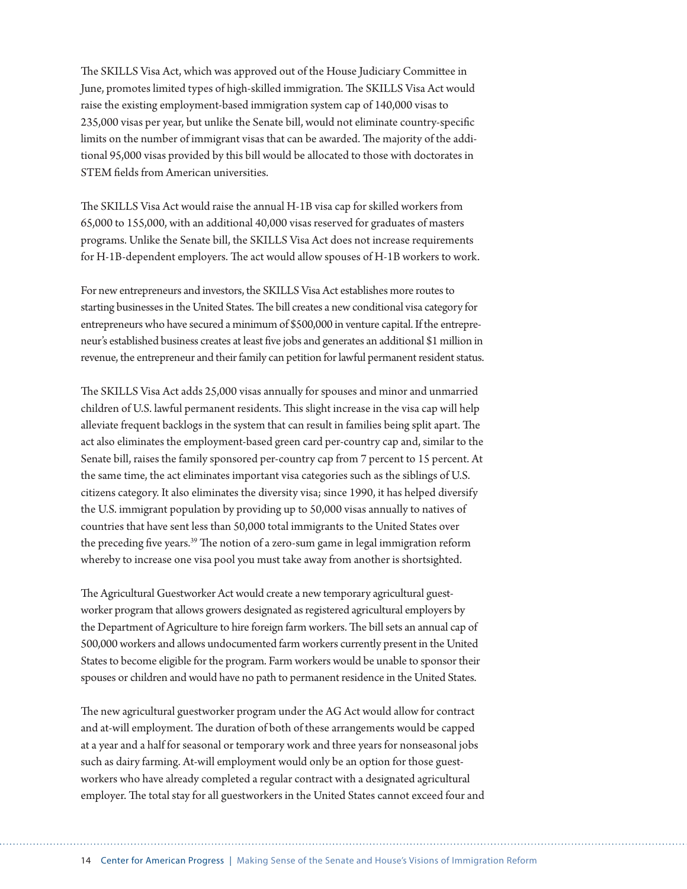The SKILLS Visa Act, which was approved out of the House Judiciary Committee in June, promotes limited types of high-skilled immigration. The SKILLS Visa Act would raise the existing employment-based immigration system cap of 140,000 visas to 235,000 visas per year, but unlike the Senate bill, would not eliminate country-specific limits on the number of immigrant visas that can be awarded. The majority of the additional 95,000 visas provided by this bill would be allocated to those with doctorates in STEM fields from American universities.

The SKILLS Visa Act would raise the annual H-1B visa cap for skilled workers from 65,000 to 155,000, with an additional 40,000 visas reserved for graduates of masters programs. Unlike the Senate bill, the SKILLS Visa Act does not increase requirements for H-1B-dependent employers. The act would allow spouses of H-1B workers to work.

For new entrepreneurs and investors, the SKILLS Visa Act establishes more routes to starting businesses in the United States. The bill creates a new conditional visa category for entrepreneurs who have secured a minimum of $500,000 in venture capital. If the entrepreneur's established business creates at least five jobs and generates an additional $1 million in revenue, the entrepreneur and their family can petition for lawful permanent resident status.

The SKILLS Visa Act adds 25,000 visas annually for spouses and minor and unmarried children of U.S. lawful permanent residents. This slight increase in the visa cap will help alleviate frequent backlogs in the system that can result in families being split apart. The act also eliminates the employment-based green card per-country cap and, similar to the Senate bill, raises the family sponsored per-country cap from 7 percent to 15 percent. At the same time, the act eliminates important visa categories such as the siblings of U.S. citizens category. It also eliminates the diversity visa; since 1990, it has helped diversify the U.S. immigrant population by providing up to 50,000 visas annually to natives of countries that have sent less than 50,000 total immigrants to the United States over the preceding five years.[39] The notion of a zero-sum game in legal immigration reform whereby to increase one visa pool you must take away from another is shortsighted.

The Agricultural Guestworker Act would create a new temporary agricultural guestworker program that allows growers designated as registered agricultural employers by the Department of Agriculture to hire foreign farm workers. The bill sets an annual cap of 500,000 workers and allows undocumented farm workers currently present in the United States to become eligible for the program. Farm workers would be unable to sponsor their spouses or children and would have no path to permanent residence in the United States.

The new agricultural guestworker program under the AG Act would allow for contract and at-will employment. The duration of both of these arrangements would be capped at a year and a half for seasonal or temporary work and three years for nonseasonal jobs such as dairy farming. At-will employment would only be an option for those guestworkers who have already completed a regular contract with a designated agricultural employer. The total stay for all guestworkers in the United States cannot exceed four and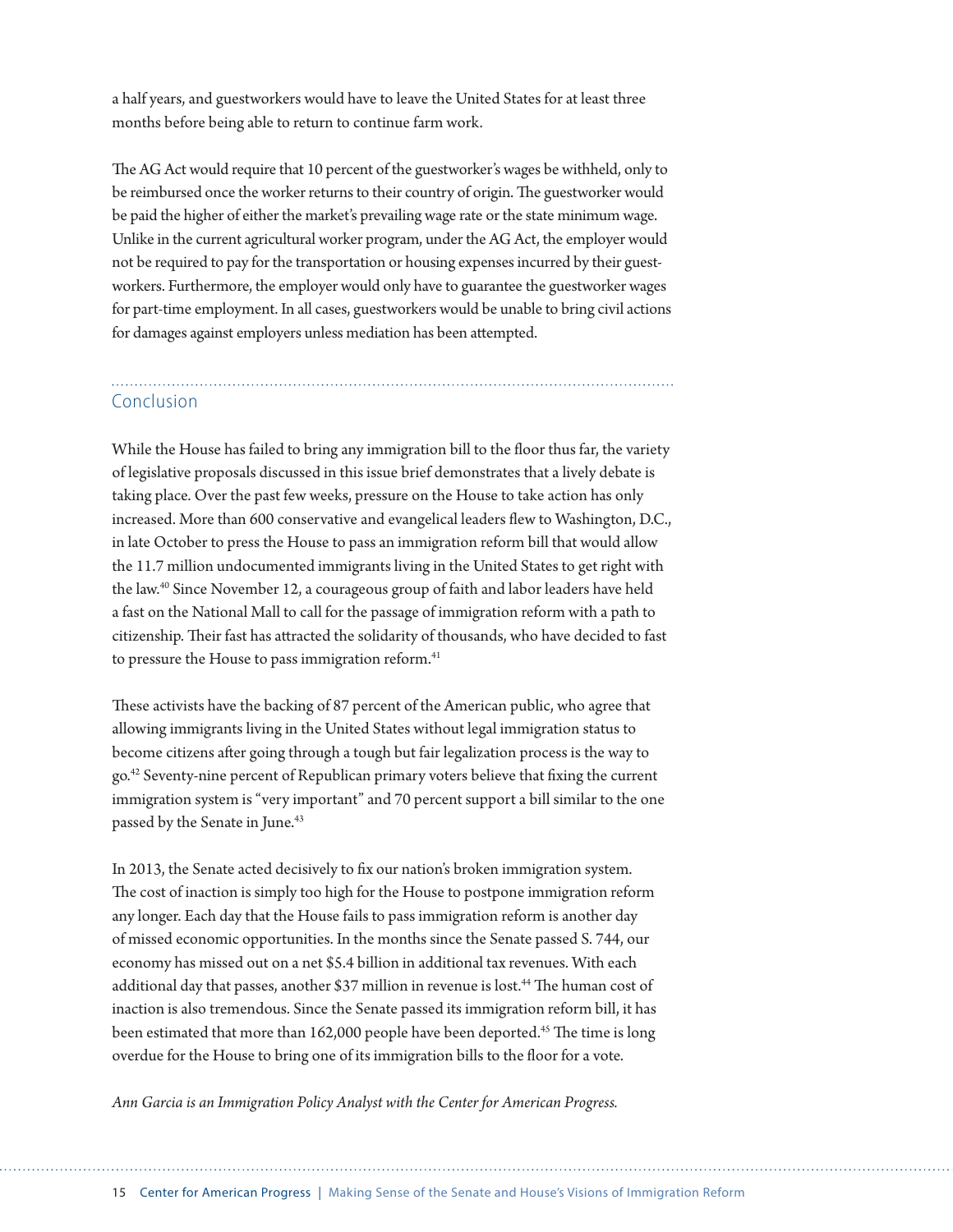a half years, and guestworkers would have to leave the United States for at least three months before being able to return to continue farm work.

The AG Act would require that 10 percent of the guestworker's wages be withheld, only to be reimbursed once the worker returns to their country of origin. The guestworker would be paid the higher of either the market's prevailing wage rate or the state minimum wage. Unlike in the current agricultural worker program, under the AG Act, the employer would not be required to pay for the transportation or housing expenses incurred by their guestworkers. Furthermore, the employer would only have to guarantee the guestworker wages for part-time employment. In all cases, guestworkers would be unable to bring civil actions for damages against employers unless mediation has been attempted.

## Conclusion

While the House has failed to bring any immigration bill to the floor thus far, the variety of legislative proposals discussed in this issue brief demonstrates that a lively debate is taking place. Over the past few weeks, pressure on the House to take action has only increased. More than 600 conservative and evangelical leaders flew to Washington, D.C., in late October to press the House to pass an immigration reform bill that would allow the 11.7 million undocumented immigrants living in the United States to get right with the law.[40] Since November 12, a courageous group of faith and labor leaders have held a fast on the National Mall to call for the passage of immigration reform with a path to citizenship. Their fast has attracted the solidarity of thousands, who have decided to fast to pressure the House to pass immigration reform.[41]

These activists have the backing of 87 percent of the American public, who agree that allowing immigrants living in the United States without legal immigration status to become citizens after going through a tough but fair legalization process is the way to go.[42] Seventy-nine percent of Republican primary voters believe that fixing the current immigration system is "very important" and 70 percent support a bill similar to the one passed by the Senate in June.[43]

In 2013, the Senate acted decisively to fix our nation's broken immigration system. The cost of inaction is simply too high for the House to postpone immigration reform any longer. Each day that the House fails to pass immigration reform is another day of missed economic opportunities. In the months since the Senate passed S. 744, our economy has missed out on a net $5.4 billion in additional tax revenues. With each additional day that passes, another $37 million in revenue is lost.[44] The human cost of inaction is also tremendous. Since the Senate passed its immigration reform bill, it has been estimated that more than 162,000 people have been deported.[45] The time is long overdue for the House to bring one of its immigration bills to the floor for a vote.

*Ann Garcia is an Immigration Policy Analyst with the Center for American Progress.*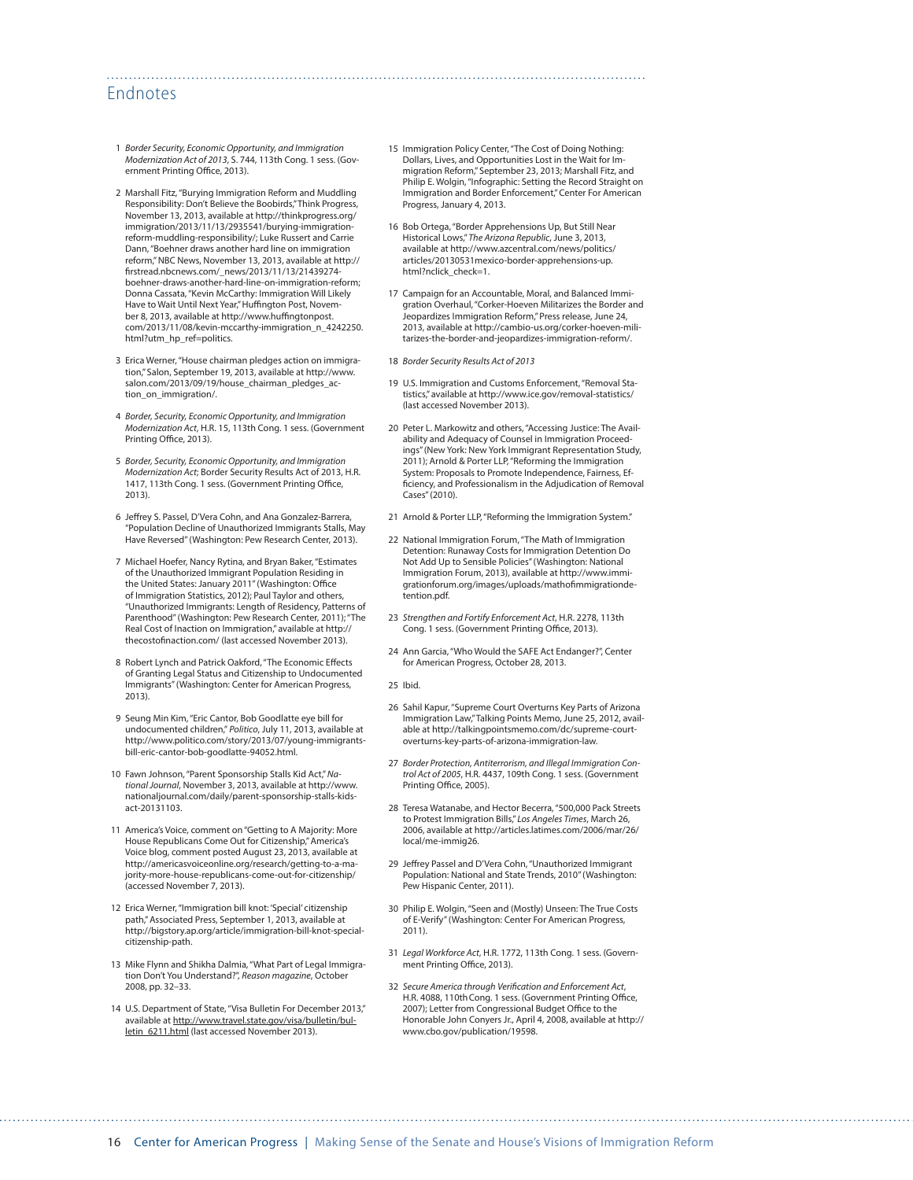## Endnotes

1. *Border Security, Economic Opportunity, and Immigration Modernization Act of 2013*, S. 744, 113th Cong. 1 sess. (Government Printing Office, 2013).

2. Marshall Fitz, "Burying Immigration Reform and Muddling Responsibility: Don't Believe the Boobirds," Think Progress, November 13, 2013, available at http://thinkprogress.org/immigration/2013/11/13/2935541/burying-immigration-reform-muddling-responsibility/; Luke Russert and Carrie Dann, "Boehner draws another hard line on immigration reform," NBC News, November 13, 2013, available at http://firstread.nbcnews.com/_news/2013/11/13/21439274-boehner-draws-another-hard-line-on-immigration-reform; Donna Cassata, "Kevin McCarthy: Immigration Will Likely Have to Wait Until Next Year," Huffington Post, November 8, 2013, available at http://www.huffingtonpost.com/2013/11/08/kevin-mccarthy-immigration_n_4242250.html?utm_hp_ref=politics.

3. Erica Werner, "House chairman pledges action on immigration," Salon, September 19, 2013, available at http://www.salon.com/2013/09/19/house_chairman_pledges_action_on_immigration/.

4. *Border, Security, Economic Opportunity, and Immigration Modernization Act*, H.R. 15, 113th Cong. 1 sess. (Government Printing Office, 2013).

5. *Border, Security, Economic Opportunity, and Immigration Modernization Act*; Border Security Results Act of 2013, H.R. 1417, 113th Cong. 1 sess. (Government Printing Office, 2013).

6. Jeffrey S. Passel, D'Vera Cohn, and Ana Gonzalez-Barrera, "Population Decline of Unauthorized Immigrants Stalls, May Have Reversed" (Washington: Pew Research Center, 2013).

7. Michael Hoefer, Nancy Rytina, and Bryan Baker, "Estimates of the Unauthorized Immigrant Population Residing in the United States: January 2011" (Washington: Office of Immigration Statistics, 2012); Paul Taylor and others, "Unauthorized Immigrants: Length of Residency, Patterns of Parenthood" (Washington: Pew Research Center, 2011); "The Real Cost of Inaction on Immigration," available at http://thecostofinaction.com/ (last accessed November 2013).

8. Robert Lynch and Patrick Oakford, "The Economic Effects of Granting Legal Status and Citizenship to Undocumented Immigrants" (Washington: Center for American Progress, 2013).

9. Seung Min Kim, "Eric Cantor, Bob Goodlatte eye bill for undocumented children," *Politico*, July 11, 2013, available at http://www.politico.com/story/2013/07/young-immigrants-bill-eric-cantor-bob-goodlatte-94052.html.

10. Fawn Johnson, "Parent Sponsorship Stalls Kid Act," *National Journal*, November 3, 2013, available at http://www.nationaljournal.com/daily/parent-sponsorship-stalls-kids-act-20131103.

11. America's Voice, comment on "Getting to A Majority: More House Republicans Come Out for Citizenship," America's Voice blog, comment posted August 23, 2013, available at http://americasvoiceonline.org/research/getting-to-a-majority-more-house-republicans-come-out-for-citizenship/ (accessed November 7, 2013).

12. Erica Werner, "Immigration bill knot: 'Special' citizenship path," Associated Press, September 1, 2013, available at http://bigstory.ap.org/article/immigration-bill-knot-special-citizenship-path.

13. Mike Flynn and Shikha Dalmia, "What Part of Legal Immigration Don't You Understand?", *Reason magazine*, October 2008, pp. 32–33.

14. U.S. Department of State, "Visa Bulletin For December 2013," available at http://www.travel.state.gov/visa/bulletin/bulletin_6211.html (last accessed November 2013).

15. Immigration Policy Center, "The Cost of Doing Nothing: Dollars, Lives, and Opportunities Lost in the Wait for Immigration Reform," September 23, 2013; Marshall Fitz, and Philip E. Wolgin, "Infographic: Setting the Record Straight on Immigration and Border Enforcement," Center For American Progress, January 4, 2013.

16. Bob Ortega, "Border Apprehensions Up, But Still Near Historical Lows," *The Arizona Republic*, June 3, 2013, available at http://www.azcentral.com/news/politics/articles/20130531mexico-border-apprehensions-up.html?nclick_check=1.

17. Campaign for an Accountable, Moral, and Balanced Immigration Overhaul, "Corker-Hoeven Militarizes the Border and Jeopardizes Immigration Reform," Press release, June 24, 2013, available at http://cambio-us.org/corker-hoeven-militarizes-the-border-and-jeopardizes-immigration-reform/.

18. *Border Security Results Act of 2013*

19. U.S. Immigration and Customs Enforcement, "Removal Statistics," available at http://www.ice.gov/removal-statistics/ (last accessed November 2013).

20. Peter L. Markowitz and others, "Accessing Justice: The Availability and Adequacy of Counsel in Immigration Proceedings" (New York: New York Immigrant Representation Study, 2011); Arnold & Porter LLP, "Reforming the Immigration System: Proposals to Promote Independence, Fairness, Efficiency, and Professionalism in the Adjudication of Removal Cases" (2010).

21. Arnold & Porter LLP, "Reforming the Immigration System."

22. National Immigration Forum, "The Math of Immigration Detention: Runaway Costs for Immigration Detention Do Not Add Up to Sensible Policies" (Washington: National Immigration Forum, 2013), available at http://www.immigrationforum.org/images/uploads/mathofimmigrationdetention.pdf.

23. *Strengthen and Fortify Enforcement Act*, H.R. 2278, 113th Cong. 1 sess. (Government Printing Office, 2013).

24. Ann Garcia, "Who Would the SAFE Act Endanger?", Center for American Progress, October 28, 2013.

25. Ibid.

26. Sahil Kapur, "Supreme Court Overturns Key Parts of Arizona Immigration Law," Talking Points Memo, June 25, 2012, available at http://talkingpointsmemo.com/dc/supreme-court-overturns-key-parts-of-arizona-immigration-law.

27. *Border Protection, Antiterrorism, and Illegal Immigration Control Act of 2005*, H.R. 4437, 109th Cong. 1 sess. (Government Printing Office, 2005).

28. Teresa Watanabe, and Hector Becerra, "500,000 Pack Streets to Protest Immigration Bills," *Los Angeles Times*, March 26, 2006, available at http://articles.latimes.com/2006/mar/26/local/me-immig26.

29. Jeffrey Passel and D'Vera Cohn, "Unauthorized Immigrant Population: National and State Trends, 2010" (Washington: Pew Hispanic Center, 2011).

30. Philip E. Wolgin, "Seen and (Mostly) Unseen: The True Costs of E-Verify" (Washington: Center For American Progress, 2011).

31. *Legal Workforce Act*, H.R. 1772, 113th Cong. 1 sess. (Government Printing Office, 2013).

32. *Secure America through Verification and Enforcement Act*, H.R. 4088, 110th Cong. 1 sess. (Government Printing Office, 2007); Letter from Congressional Budget Office to the Honorable John Conyers Jr., April 4, 2008, available at http://www.cbo.gov/publication/19598.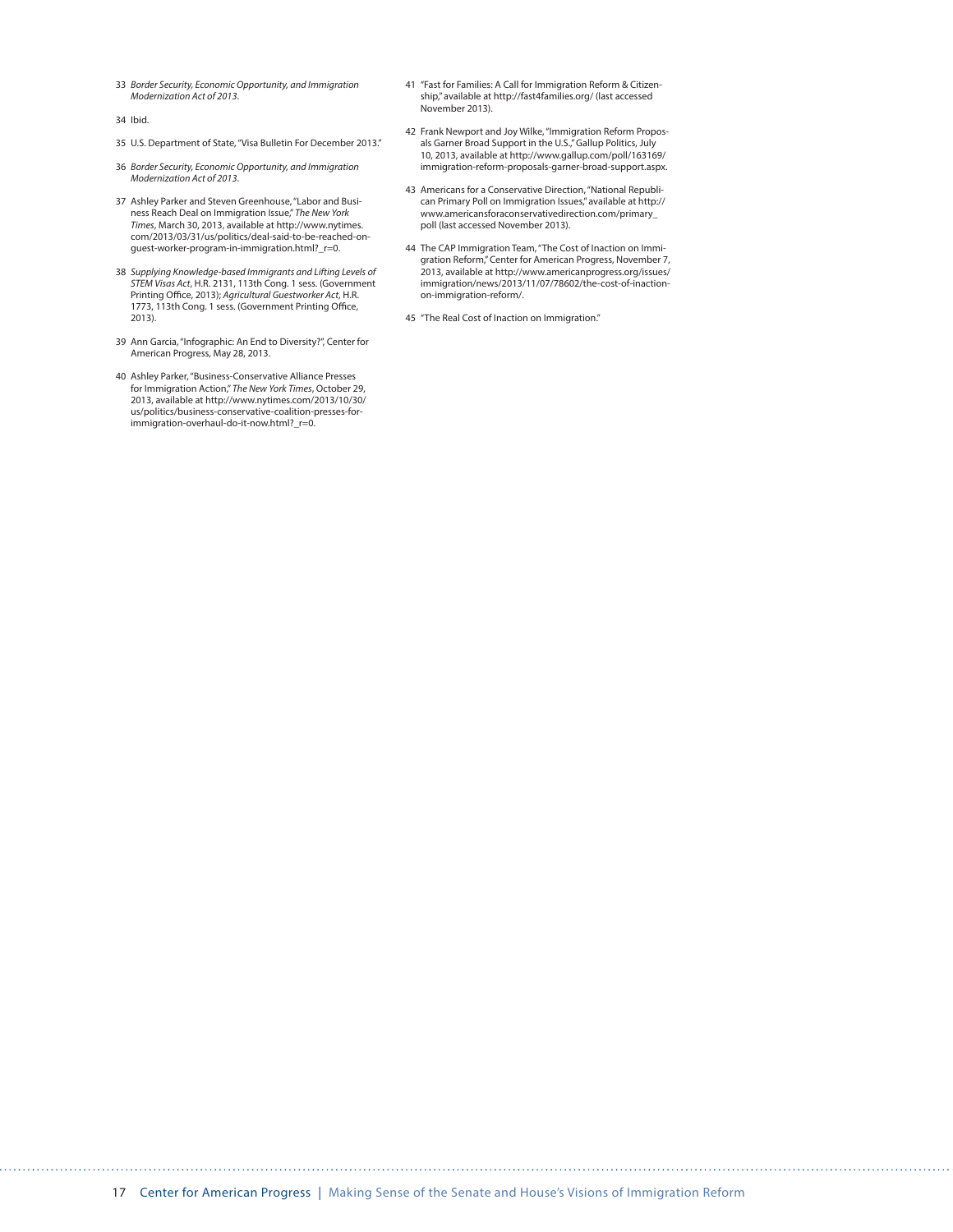33 *Border Security, Economic Opportunity, and Immigration Modernization Act of 2013*.

34 Ibid.

35 U.S. Department of State, "Visa Bulletin For December 2013."

36 *Border Security, Economic Opportunity, and Immigration Modernization Act of 2013*.

37 Ashley Parker and Steven Greenhouse, "Labor and Business Reach Deal on Immigration Issue," *The New York Times*, March 30, 2013, available at http://www.nytimes.com/2013/03/31/us/politics/deal-said-to-be-reached-on-guest-worker-program-in-immigration.html?_r=0.

38 *Supplying Knowledge-based Immigrants and Lifting Levels of STEM Visas Act*, H.R. 2131, 113th Cong. 1 sess. (Government Printing Office, 2013); *Agricultural Guestworker Act*, H.R. 1773, 113th Cong. 1 sess. (Government Printing Office, 2013).

39 Ann Garcia, "Infographic: An End to Diversity?", Center for American Progress, May 28, 2013.

40 Ashley Parker, "Business-Conservative Alliance Presses for Immigration Action," *The New York Times*, October 29, 2013, available at http://www.nytimes.com/2013/10/30/us/politics/business-conservative-coalition-presses-for-immigration-overhaul-do-it-now.html?_r=0.

41 "Fast for Families: A Call for Immigration Reform & Citizenship," available at http://fast4families.org/ (last accessed November 2013).

42 Frank Newport and Joy Wilke, "Immigration Reform Proposals Garner Broad Support in the U.S.," Gallup Politics, July 10, 2013, available at http://www.gallup.com/poll/163169/immigration-reform-proposals-garner-broad-support.aspx.

43 Americans for a Conservative Direction, "National Republican Primary Poll on Immigration Issues," available at http://www.americansforaconservativedirection.com/primary_poll (last accessed November 2013).

44 The CAP Immigration Team, "The Cost of Inaction on Immigration Reform," Center for American Progress, November 7, 2013, available at http://www.americanprogress.org/issues/immigration/news/2013/11/07/78602/the-cost-of-inaction-on-immigration-reform/.

45 "The Real Cost of Inaction on Immigration."